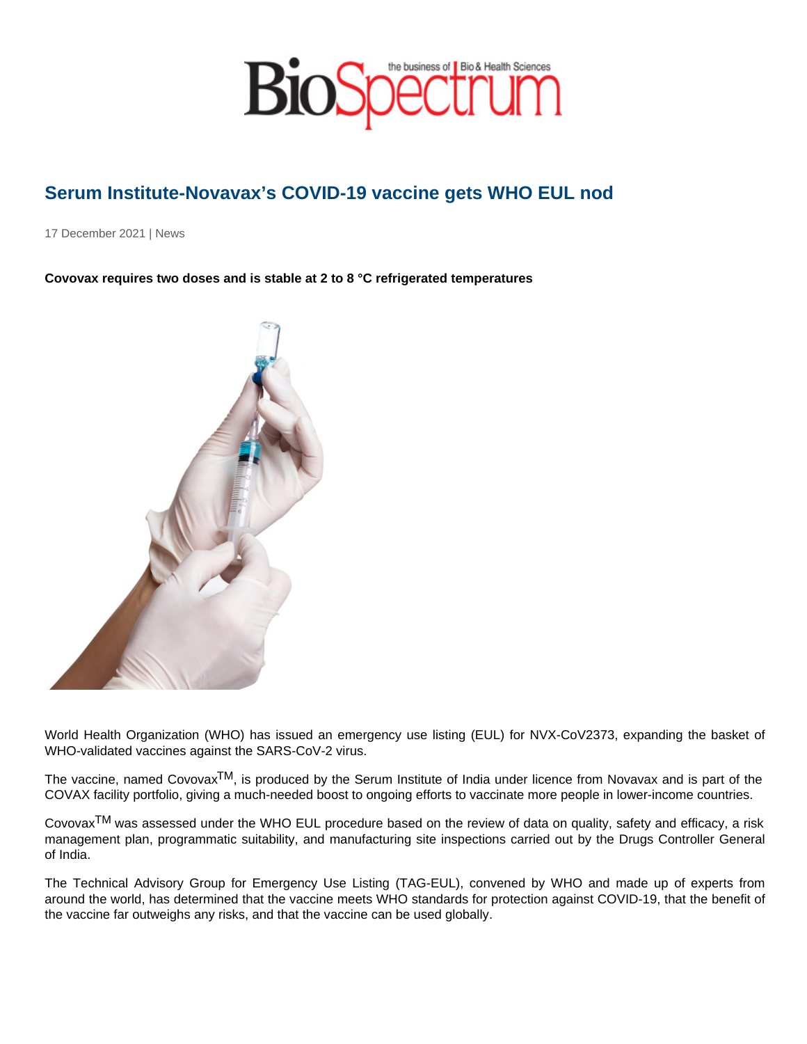# Serum Institute-Novavax's COVID-19 vaccine gets WHO EUL nod

17 December 2021 | News

**Covovax requires two doses and is stable at 2 to 8 °C refrigerated temperatures**

World Health Organization (WHO) has issued an emergency use listing (EUL) for NVX-CoV2373, expanding the basket of WHO-validated vaccines against the SARS-CoV-2 virus.

The vaccine, named Covovax™, is produced by the Serum Institute of India under licence from Novavax and is part of the COVAX facility portfolio, giving a much-needed boost to ongoing efforts to vaccinate more people in lower-income countries.

Covovax™ was assessed under the WHO EUL procedure based on the review of data on quality, safety and efficacy, a risk management plan, programmatic suitability, and manufacturing site inspections carried out by the Drugs Controller General of India.

The Technical Advisory Group for Emergency Use Listing (TAG-EUL), convened by WHO and made up of experts from around the world, has determined that the vaccine meets WHO standards for protection against COVID-19, that the benefit of the vaccine far outweighs any risks, and that the vaccine can be used globally.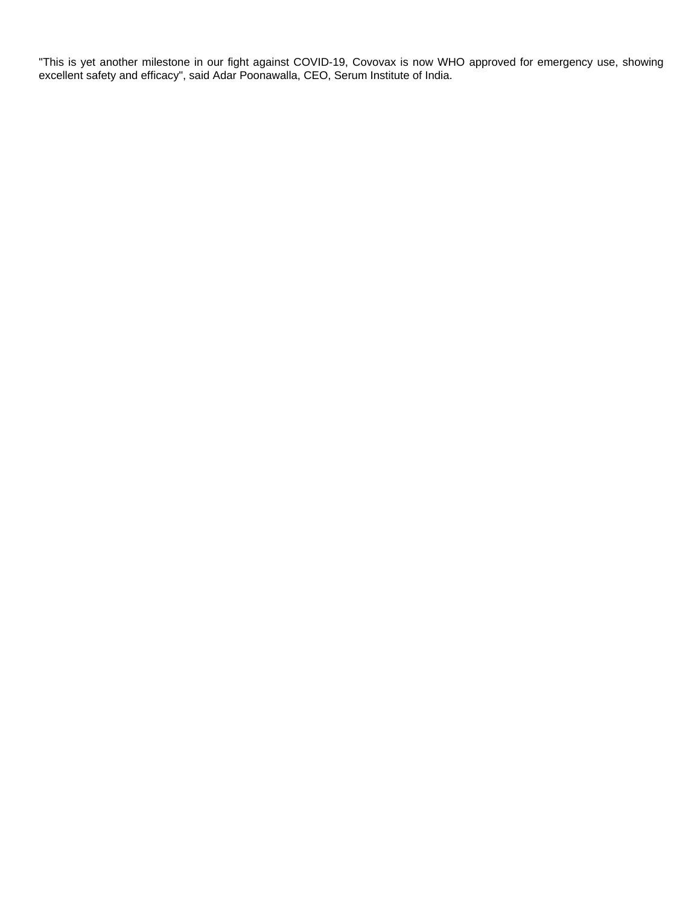"This is yet another milestone in our fight against COVID-19, Covovax is now WHO approved for emergency use, showing excellent safety and efficacy", said Adar Poonawalla, CEO, Serum Institute of India.